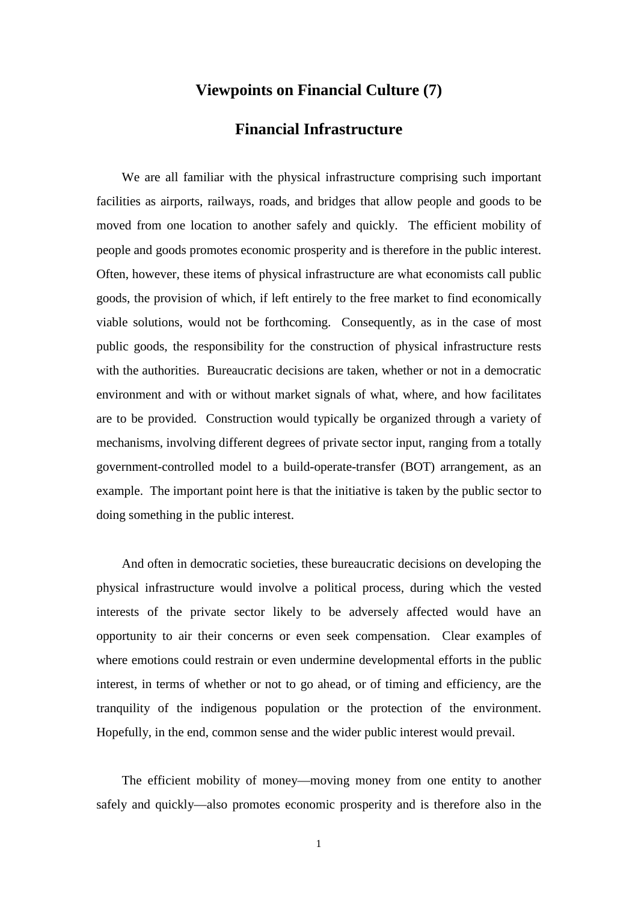# Viewpoints on Financial Culture (7)

## Financial Infrastructure

We are all familiar with the physical infrastructure comprising such important facilities as airports, railways, roads, and bridges that allow people and goods to be moved from one location to another safely and quickly. The efficient mobility of people and goods promotes economic prosperity and is therefore in the public interest. Often, however, these items of physical infrastructure are what economists call public goods, the provision of which, if left entirely to the free market to find economically viable solutions, would not be forthcoming. Consequently, as in the case of most public goods, the responsibility for the construction of physical infrastructure rests with the authorities. Bureaucratic decisions are taken, whether or not in a democratic environment and with or without market signals of what, where, and how facilitates are to be provided. Construction would typically be organized through a variety of mechanisms, involving different degrees of private sector input, ranging from a totally government-controlled model to a build-operate-transfer (BOT) arrangement, as an example. The important point here is that the initiative is taken by the public sector to doing something in the public interest.

And often in democratic societies, these bureaucratic decisions on developing the physical infrastructure would involve a political process, during which the vested interests of the private sector likely to be adversely affected would have an opportunity to air their concerns or even seek compensation. Clear examples of where emotions could restrain or even undermine developmental efforts in the public interest, in terms of whether or not to go ahead, or of timing and efficiency, are the tranquility of the indigenous population or the protection of the environment. Hopefully, in the end, common sense and the wider public interest would prevail.

The efficient mobility of money—moving money from one entity to another safely and quickly—also promotes economic prosperity and is therefore also in the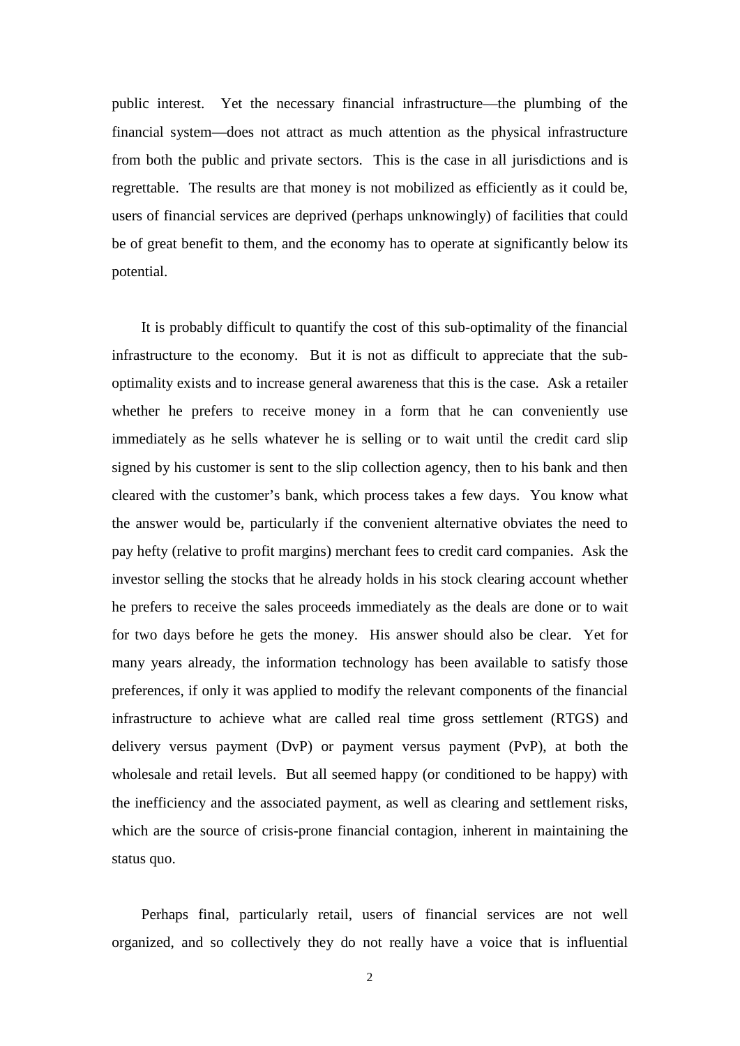public interest. Yet the necessary financial infrastructure—the plumbing of the financial system—does not attract as much attention as the physical infrastructure from both the public and private sectors. This is the case in all jurisdictions and is regrettable. The results are that money is not mobilized as efficiently as it could be, users of financial services are deprived (perhaps unknowingly) of facilities that could be of great benefit to them, and the economy has to operate at significantly below its potential.

It is probably difficult to quantify the cost of this sub-optimality of the financial infrastructure to the economy. But it is not as difficult to appreciate that the sub-optimality exists and to increase general awareness that this is the case. Ask a retailer whether he prefers to receive money in a form that he can conveniently use immediately as he sells whatever he is selling or to wait until the credit card slip signed by his customer is sent to the slip collection agency, then to his bank and then cleared with the customer's bank, which process takes a few days. You know what the answer would be, particularly if the convenient alternative obviates the need to pay hefty (relative to profit margins) merchant fees to credit card companies. Ask the investor selling the stocks that he already holds in his stock clearing account whether he prefers to receive the sales proceeds immediately as the deals are done or to wait for two days before he gets the money. His answer should also be clear. Yet for many years already, the information technology has been available to satisfy those preferences, if only it was applied to modify the relevant components of the financial infrastructure to achieve what are called real time gross settlement (RTGS) and delivery versus payment (DvP) or payment versus payment (PvP), at both the wholesale and retail levels. But all seemed happy (or conditioned to be happy) with the inefficiency and the associated payment, as well as clearing and settlement risks, which are the source of crisis-prone financial contagion, inherent in maintaining the status quo.

Perhaps final, particularly retail, users of financial services are not well organized, and so collectively they do not really have a voice that is influential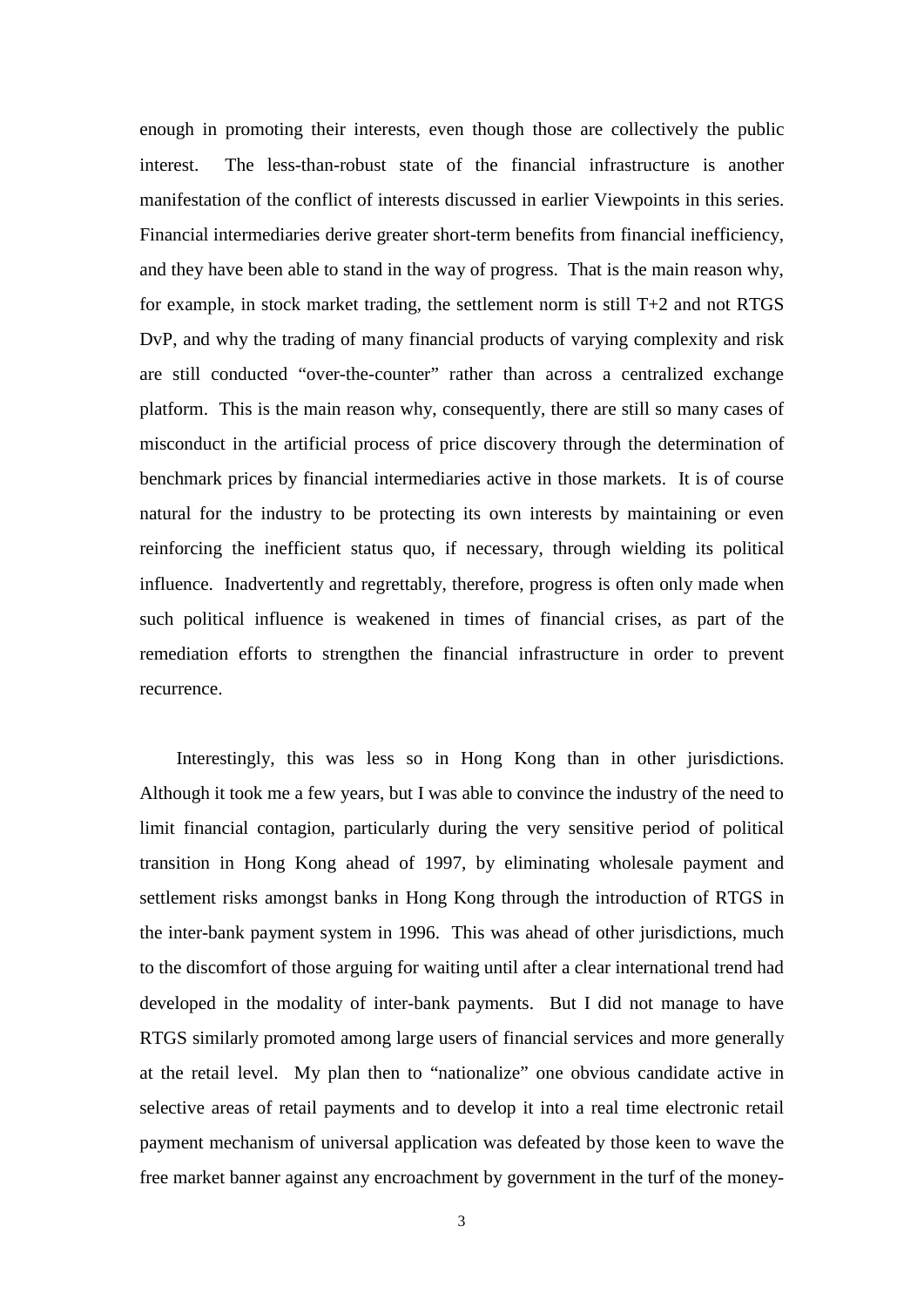enough in promoting their interests, even though those are collectively the public interest. The less-than-robust state of the financial infrastructure is another manifestation of the conflict of interests discussed in earlier Viewpoints in this series. Financial intermediaries derive greater short-term benefits from financial inefficiency, and they have been able to stand in the way of progress. That is the main reason why, for example, in stock market trading, the settlement norm is still T+2 and not RTGS DvP, and why the trading of many financial products of varying complexity and risk are still conducted "over-the-counter" rather than across a centralized exchange platform. This is the main reason why, consequently, there are still so many cases of misconduct in the artificial process of price discovery through the determination of benchmark prices by financial intermediaries active in those markets. It is of course natural for the industry to be protecting its own interests by maintaining or even reinforcing the inefficient status quo, if necessary, through wielding its political influence. Inadvertently and regrettably, therefore, progress is often only made when such political influence is weakened in times of financial crises, as part of the remediation efforts to strengthen the financial infrastructure in order to prevent recurrence.

Interestingly, this was less so in Hong Kong than in other jurisdictions. Although it took me a few years, but I was able to convince the industry of the need to limit financial contagion, particularly during the very sensitive period of political transition in Hong Kong ahead of 1997, by eliminating wholesale payment and settlement risks amongst banks in Hong Kong through the introduction of RTGS in the inter-bank payment system in 1996. This was ahead of other jurisdictions, much to the discomfort of those arguing for waiting until after a clear international trend had developed in the modality of inter-bank payments. But I did not manage to have RTGS similarly promoted among large users of financial services and more generally at the retail level. My plan then to "nationalize" one obvious candidate active in selective areas of retail payments and to develop it into a real time electronic retail payment mechanism of universal application was defeated by those keen to wave the free market banner against any encroachment by government in the turf of the money-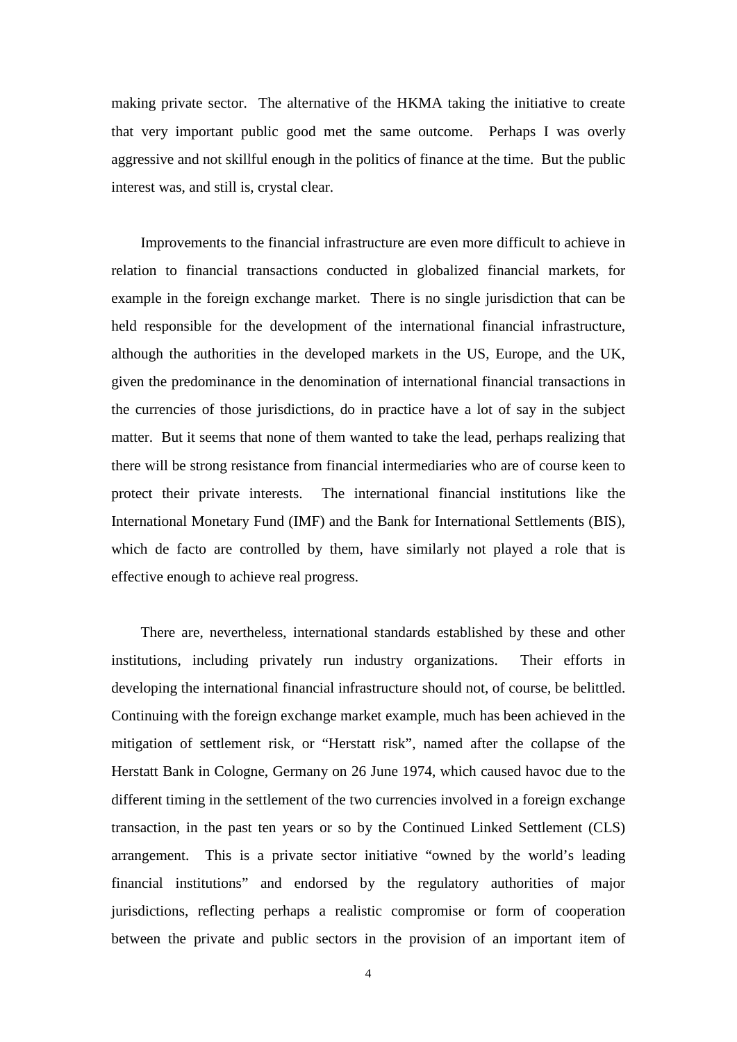making private sector. The alternative of the HKMA taking the initiative to create that very important public good met the same outcome. Perhaps I was overly aggressive and not skillful enough in the politics of finance at the time. But the public interest was, and still is, crystal clear.

Improvements to the financial infrastructure are even more difficult to achieve in relation to financial transactions conducted in globalized financial markets, for example in the foreign exchange market. There is no single jurisdiction that can be held responsible for the development of the international financial infrastructure, although the authorities in the developed markets in the US, Europe, and the UK, given the predominance in the denomination of international financial transactions in the currencies of those jurisdictions, do in practice have a lot of say in the subject matter. But it seems that none of them wanted to take the lead, perhaps realizing that there will be strong resistance from financial intermediaries who are of course keen to protect their private interests. The international financial institutions like the International Monetary Fund (IMF) and the Bank for International Settlements (BIS), which de facto are controlled by them, have similarly not played a role that is effective enough to achieve real progress.

There are, nevertheless, international standards established by these and other institutions, including privately run industry organizations. Their efforts in developing the international financial infrastructure should not, of course, be belittled. Continuing with the foreign exchange market example, much has been achieved in the mitigation of settlement risk, or "Herstatt risk", named after the collapse of the Herstatt Bank in Cologne, Germany on 26 June 1974, which caused havoc due to the different timing in the settlement of the two currencies involved in a foreign exchange transaction, in the past ten years or so by the Continued Linked Settlement (CLS) arrangement. This is a private sector initiative "owned by the world's leading financial institutions" and endorsed by the regulatory authorities of major jurisdictions, reflecting perhaps a realistic compromise or form of cooperation between the private and public sectors in the provision of an important item of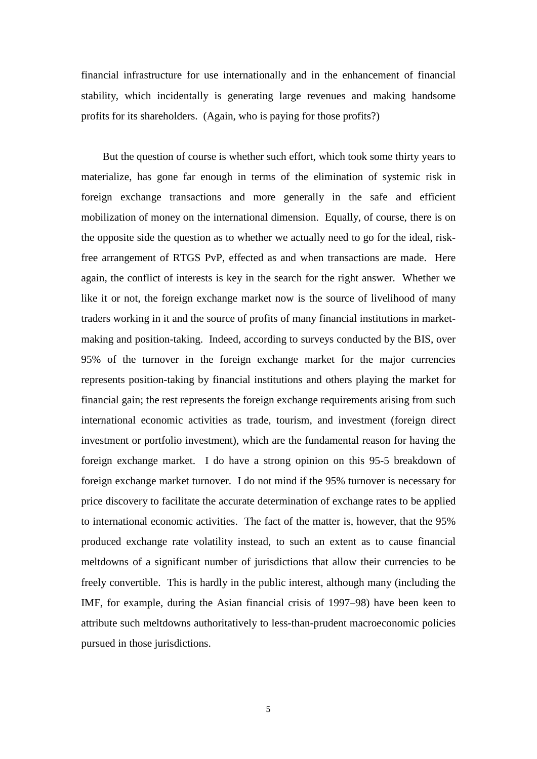financial infrastructure for use internationally and in the enhancement of financial stability, which incidentally is generating large revenues and making handsome profits for its shareholders. (Again, who is paying for those profits?)

But the question of course is whether such effort, which took some thirty years to materialize, has gone far enough in terms of the elimination of systemic risk in foreign exchange transactions and more generally in the safe and efficient mobilization of money on the international dimension. Equally, of course, there is on the opposite side the question as to whether we actually need to go for the ideal, risk-free arrangement of RTGS PvP, effected as and when transactions are made. Here again, the conflict of interests is key in the search for the right answer. Whether we like it or not, the foreign exchange market now is the source of livelihood of many traders working in it and the source of profits of many financial institutions in market-making and position-taking. Indeed, according to surveys conducted by the BIS, over 95% of the turnover in the foreign exchange market for the major currencies represents position-taking by financial institutions and others playing the market for financial gain; the rest represents the foreign exchange requirements arising from such international economic activities as trade, tourism, and investment (foreign direct investment or portfolio investment), which are the fundamental reason for having the foreign exchange market. I do have a strong opinion on this 95-5 breakdown of foreign exchange market turnover. I do not mind if the 95% turnover is necessary for price discovery to facilitate the accurate determination of exchange rates to be applied to international economic activities. The fact of the matter is, however, that the 95% produced exchange rate volatility instead, to such an extent as to cause financial meltdowns of a significant number of jurisdictions that allow their currencies to be freely convertible. This is hardly in the public interest, although many (including the IMF, for example, during the Asian financial crisis of 1997–98) have been keen to attribute such meltdowns authoritatively to less-than-prudent macroeconomic policies pursued in those jurisdictions.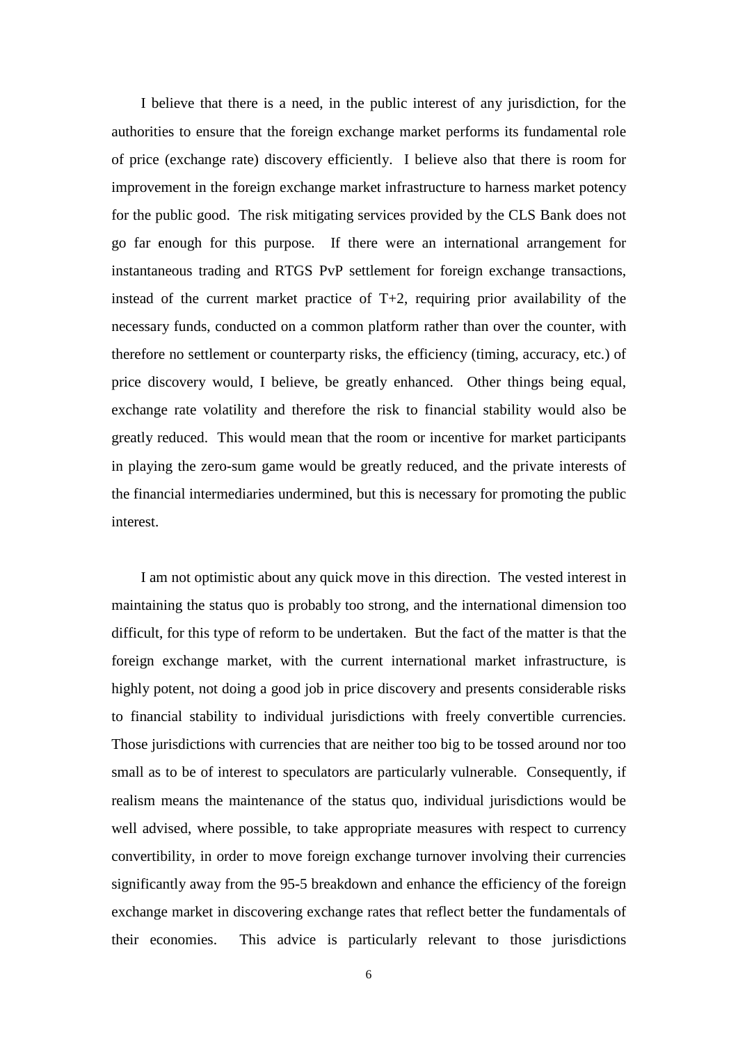I believe that there is a need, in the public interest of any jurisdiction, for the authorities to ensure that the foreign exchange market performs its fundamental role of price (exchange rate) discovery efficiently. I believe also that there is room for improvement in the foreign exchange market infrastructure to harness market potency for the public good. The risk mitigating services provided by the CLS Bank does not go far enough for this purpose. If there were an international arrangement for instantaneous trading and RTGS PvP settlement for foreign exchange transactions, instead of the current market practice of T+2, requiring prior availability of the necessary funds, conducted on a common platform rather than over the counter, with therefore no settlement or counterparty risks, the efficiency (timing, accuracy, etc.) of price discovery would, I believe, be greatly enhanced. Other things being equal, exchange rate volatility and therefore the risk to financial stability would also be greatly reduced. This would mean that the room or incentive for market participants in playing the zero-sum game would be greatly reduced, and the private interests of the financial intermediaries undermined, but this is necessary for promoting the public interest.

I am not optimistic about any quick move in this direction. The vested interest in maintaining the status quo is probably too strong, and the international dimension too difficult, for this type of reform to be undertaken. But the fact of the matter is that the foreign exchange market, with the current international market infrastructure, is highly potent, not doing a good job in price discovery and presents considerable risks to financial stability to individual jurisdictions with freely convertible currencies. Those jurisdictions with currencies that are neither too big to be tossed around nor too small as to be of interest to speculators are particularly vulnerable. Consequently, if realism means the maintenance of the status quo, individual jurisdictions would be well advised, where possible, to take appropriate measures with respect to currency convertibility, in order to move foreign exchange turnover involving their currencies significantly away from the 95-5 breakdown and enhance the efficiency of the foreign exchange market in discovering exchange rates that reflect better the fundamentals of their economies. This advice is particularly relevant to those jurisdictions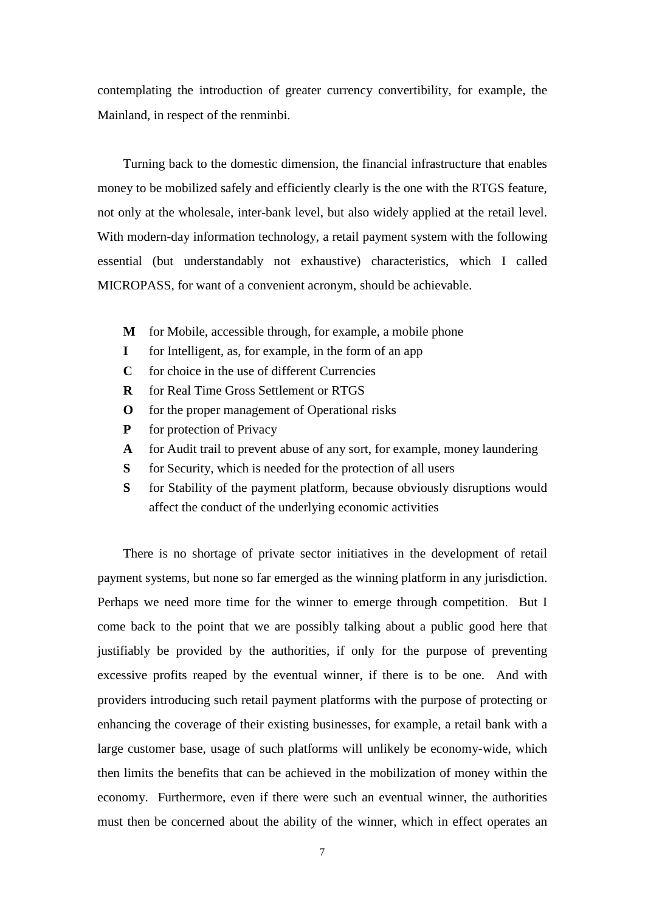contemplating the introduction of greater currency convertibility, for example, the Mainland, in respect of the renminbi.

Turning back to the domestic dimension, the financial infrastructure that enables money to be mobilized safely and efficiently clearly is the one with the RTGS feature, not only at the wholesale, inter-bank level, but also widely applied at the retail level. With modern-day information technology, a retail payment system with the following essential (but understandably not exhaustive) characteristics, which I called MICROPASS, for want of a convenient acronym, should be achievable.

- **M** for Mobile, accessible through, for example, a mobile phone
- **I** for Intelligent, as, for example, in the form of an app
- **C** for choice in the use of different Currencies
- **R** for Real Time Gross Settlement or RTGS
- **O** for the proper management of Operational risks
- **P** for protection of Privacy
- **A** for Audit trail to prevent abuse of any sort, for example, money laundering
- **S** for Security, which is needed for the protection of all users
- **S** for Stability of the payment platform, because obviously disruptions would affect the conduct of the underlying economic activities

There is no shortage of private sector initiatives in the development of retail payment systems, but none so far emerged as the winning platform in any jurisdiction. Perhaps we need more time for the winner to emerge through competition. But I come back to the point that we are possibly talking about a public good here that justifiably be provided by the authorities, if only for the purpose of preventing excessive profits reaped by the eventual winner, if there is to be one. And with providers introducing such retail payment platforms with the purpose of protecting or enhancing the coverage of their existing businesses, for example, a retail bank with a large customer base, usage of such platforms will unlikely be economy-wide, which then limits the benefits that can be achieved in the mobilization of money within the economy. Furthermore, even if there were such an eventual winner, the authorities must then be concerned about the ability of the winner, which in effect operates an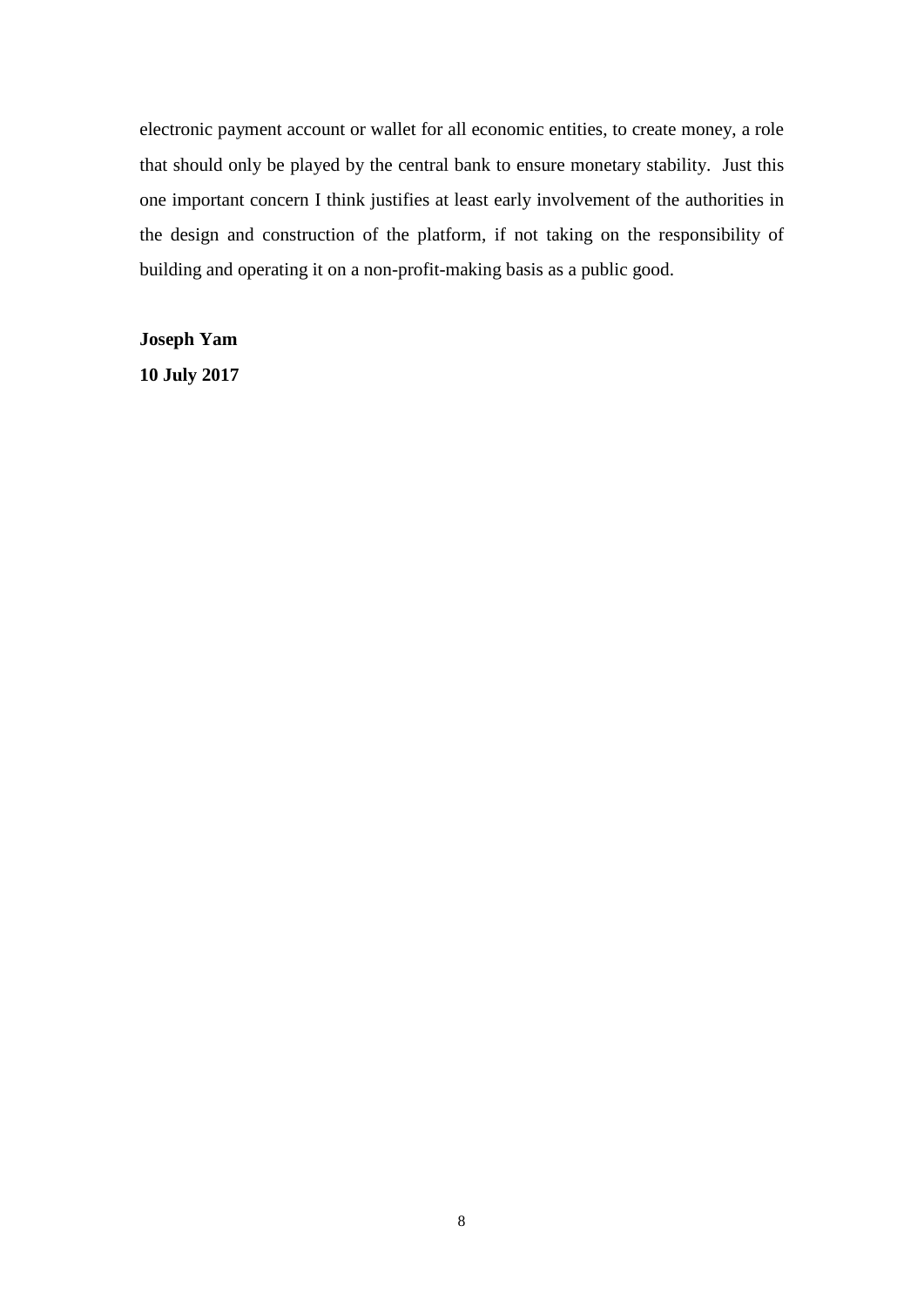electronic payment account or wallet for all economic entities, to create money, a role that should only be played by the central bank to ensure monetary stability. Just this one important concern I think justifies at least early involvement of the authorities in the design and construction of the platform, if not taking on the responsibility of building and operating it on a non-profit-making basis as a public good.

**Joseph Yam**

**10 July 2017**